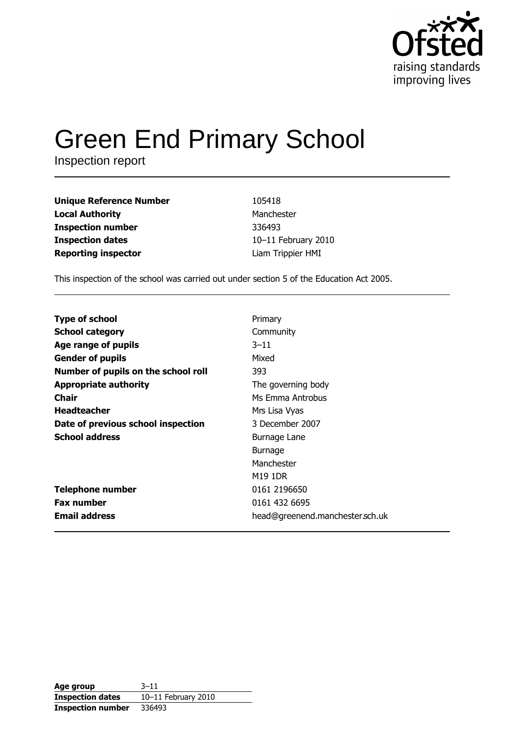Ofsted
raising standards
improving lives

# Green End Primary School

Inspection report

| | |
|---|---|
| **Unique Reference Number** | 105418 |
| **Local Authority** | Manchester |
| **Inspection number** | 336493 |
| **Inspection dates** | 10–11 February 2010 |
| **Reporting inspector** | Liam Trippier HMI |

This inspection of the school was carried out under section 5 of the Education Act 2005.

| | |
|---|---|
| **Type of school** | Primary |
| **School category** | Community |
| **Age range of pupils** | 3–11 |
| **Gender of pupils** | Mixed |
| **Number of pupils on the school roll** | 393 |
| **Appropriate authority** | The governing body |
| **Chair** | Ms Emma Antrobus |
| **Headteacher** | Mrs Lisa Vyas |
| **Date of previous school inspection** | 3 December 2007 |
| **School address** | Burnage Lane<br>Burnage<br>Manchester<br>M19 1DR |
| **Telephone number** | 0161 2196650 |
| **Fax number** | 0161 432 6695 |
| **Email address** | head@greenend.manchester.sch.uk |

| | |
|---|---|
| **Age group** | 3–11 |
| **Inspection dates** | 10–11 February 2010 |
| **Inspection number** | 336493 |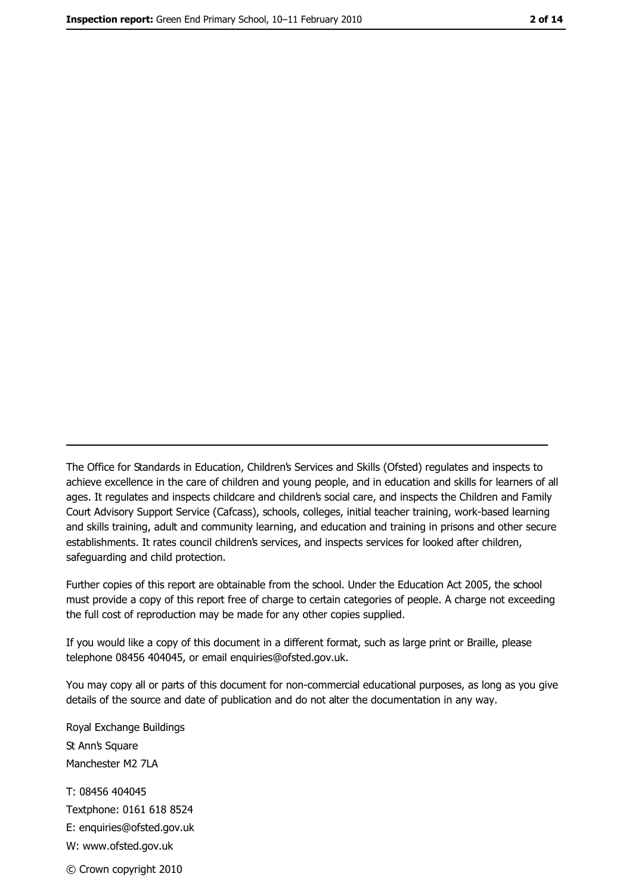---

The Office for Standards in Education, Children's Services and Skills (Ofsted) regulates and inspects to achieve excellence in the care of children and young people, and in education and skills for learners of all ages. It regulates and inspects childcare and children's social care, and inspects the Children and Family Court Advisory Support Service (Cafcass), schools, colleges, initial teacher training, work-based learning and skills training, adult and community learning, and education and training in prisons and other secure establishments. It rates council children's services, and inspects services for looked after children, safeguarding and child protection.

Further copies of this report are obtainable from the school. Under the Education Act 2005, the school must provide a copy of this report free of charge to certain categories of people. A charge not exceeding the full cost of reproduction may be made for any other copies supplied.

If you would like a copy of this document in a different format, such as large print or Braille, please telephone 08456 404045, or email enquiries@ofsted.gov.uk.

You may copy all or parts of this document for non-commercial educational purposes, as long as you give details of the source and date of publication and do not alter the documentation in any way.

Royal Exchange Buildings
St Ann's Square
Manchester M2 7LA

T: 08456 404045
Textphone: 0161 618 8524
E: enquiries@ofsted.gov.uk
W: www.ofsted.gov.uk

© Crown copyright 2010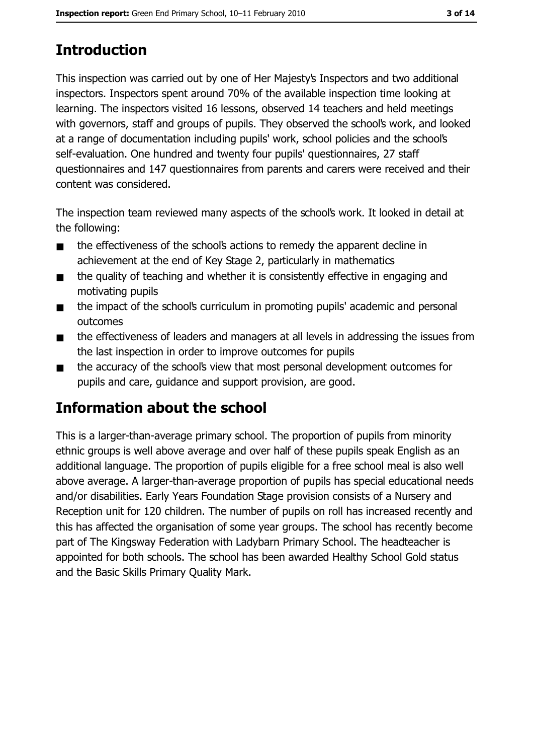## Introduction

This inspection was carried out by one of Her Majesty's Inspectors and two additional inspectors. Inspectors spent around 70% of the available inspection time looking at learning. The inspectors visited 16 lessons, observed 14 teachers and held meetings with governors, staff and groups of pupils. They observed the school's work, and looked at a range of documentation including pupils' work, school policies and the school's self-evaluation. One hundred and twenty four pupils' questionnaires, 27 staff questionnaires and 147 questionnaires from parents and carers were received and their content was considered.

The inspection team reviewed many aspects of the school's work. It looked in detail at the following:

- the effectiveness of the school's actions to remedy the apparent decline in achievement at the end of Key Stage 2, particularly in mathematics
- the quality of teaching and whether it is consistently effective in engaging and motivating pupils
- the impact of the school's curriculum in promoting pupils' academic and personal outcomes
- the effectiveness of leaders and managers at all levels in addressing the issues from the last inspection in order to improve outcomes for pupils
- the accuracy of the school's view that most personal development outcomes for pupils and care, guidance and support provision, are good.

## Information about the school

This is a larger-than-average primary school. The proportion of pupils from minority ethnic groups is well above average and over half of these pupils speak English as an additional language. The proportion of pupils eligible for a free school meal is also well above average. A larger-than-average proportion of pupils has special educational needs and/or disabilities. Early Years Foundation Stage provision consists of a Nursery and Reception unit for 120 children. The number of pupils on roll has increased recently and this has affected the organisation of some year groups. The school has recently become part of The Kingsway Federation with Ladybarn Primary School. The headteacher is appointed for both schools. The school has been awarded Healthy School Gold status and the Basic Skills Primary Quality Mark.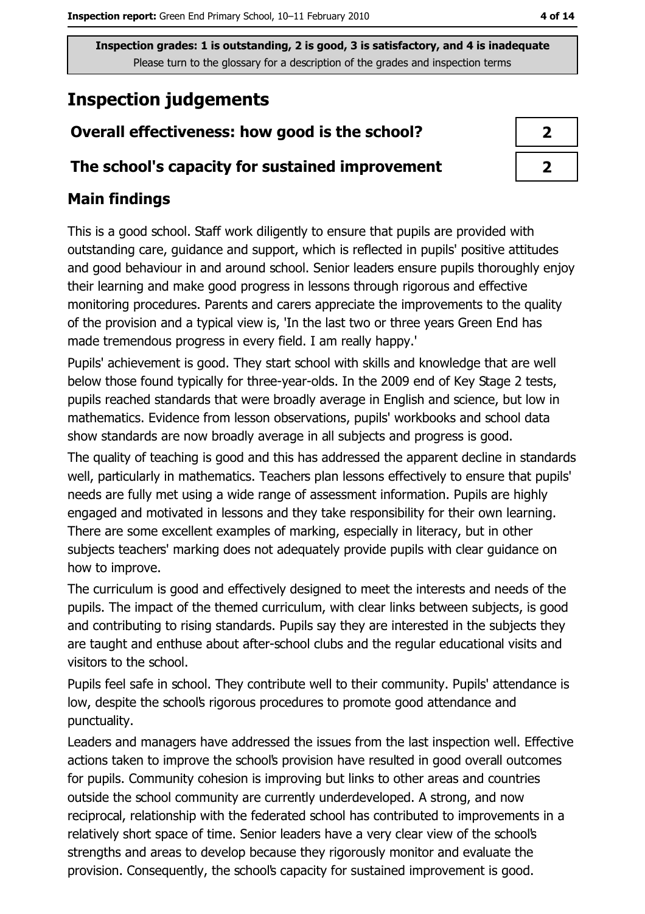Inspection grades: 1 is outstanding, 2 is good, 3 is satisfactory, and 4 is inadequate
Please turn to the glossary for a description of the grades and inspection terms

# Inspection judgements

| Overall effectiveness: how good is the school? | 2 |
|---|---|
| The school's capacity for sustained improvement | 2 |

## Main findings

This is a good school. Staff work diligently to ensure that pupils are provided with outstanding care, guidance and support, which is reflected in pupils' positive attitudes and good behaviour in and around school. Senior leaders ensure pupils thoroughly enjoy their learning and make good progress in lessons through rigorous and effective monitoring procedures. Parents and carers appreciate the improvements to the quality of the provision and a typical view is, 'In the last two or three years Green End has made tremendous progress in every field. I am really happy.'

Pupils' achievement is good. They start school with skills and knowledge that are well below those found typically for three-year-olds. In the 2009 end of Key Stage 2 tests, pupils reached standards that were broadly average in English and science, but low in mathematics. Evidence from lesson observations, pupils' workbooks and school data show standards are now broadly average in all subjects and progress is good.

The quality of teaching is good and this has addressed the apparent decline in standards well, particularly in mathematics. Teachers plan lessons effectively to ensure that pupils' needs are fully met using a wide range of assessment information. Pupils are highly engaged and motivated in lessons and they take responsibility for their own learning. There are some excellent examples of marking, especially in literacy, but in other subjects teachers' marking does not adequately provide pupils with clear guidance on how to improve.

The curriculum is good and effectively designed to meet the interests and needs of the pupils. The impact of the themed curriculum, with clear links between subjects, is good and contributing to rising standards. Pupils say they are interested in the subjects they are taught and enthuse about after-school clubs and the regular educational visits and visitors to the school.

Pupils feel safe in school. They contribute well to their community. Pupils' attendance is low, despite the school's rigorous procedures to promote good attendance and punctuality.

Leaders and managers have addressed the issues from the last inspection well. Effective actions taken to improve the school's provision have resulted in good overall outcomes for pupils. Community cohesion is improving but links to other areas and countries outside the school community are currently underdeveloped. A strong, and now reciprocal, relationship with the federated school has contributed to improvements in a relatively short space of time. Senior leaders have a very clear view of the school's strengths and areas to develop because they rigorously monitor and evaluate the provision. Consequently, the school's capacity for sustained improvement is good.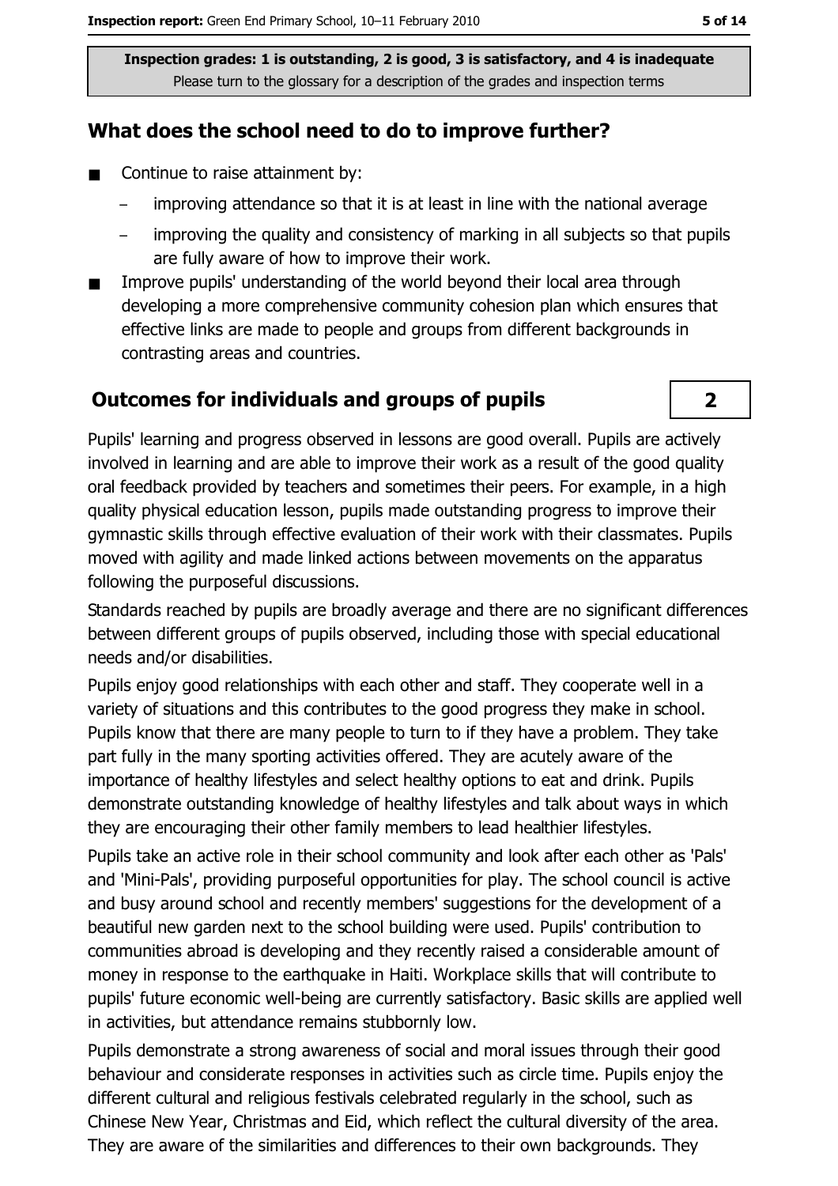Inspection grades: 1 is outstanding, 2 is good, 3 is satisfactory, and 4 is inadequate
Please turn to the glossary for a description of the grades and inspection terms

## What does the school need to do to improve further?

- Continue to raise attainment by:
  - improving attendance so that it is at least in line with the national average
  - improving the quality and consistency of marking in all subjects so that pupils are fully aware of how to improve their work.
- Improve pupils' understanding of the world beyond their local area through developing a more comprehensive community cohesion plan which ensures that effective links are made to people and groups from different backgrounds in contrasting areas and countries.

## Outcomes for individuals and groups of pupils — 2

Pupils' learning and progress observed in lessons are good overall. Pupils are actively involved in learning and are able to improve their work as a result of the good quality oral feedback provided by teachers and sometimes their peers. For example, in a high quality physical education lesson, pupils made outstanding progress to improve their gymnastic skills through effective evaluation of their work with their classmates. Pupils moved with agility and made linked actions between movements on the apparatus following the purposeful discussions.

Standards reached by pupils are broadly average and there are no significant differences between different groups of pupils observed, including those with special educational needs and/or disabilities.

Pupils enjoy good relationships with each other and staff. They cooperate well in a variety of situations and this contributes to the good progress they make in school. Pupils know that there are many people to turn to if they have a problem. They take part fully in the many sporting activities offered. They are acutely aware of the importance of healthy lifestyles and select healthy options to eat and drink. Pupils demonstrate outstanding knowledge of healthy lifestyles and talk about ways in which they are encouraging their other family members to lead healthier lifestyles.

Pupils take an active role in their school community and look after each other as 'Pals' and 'Mini-Pals', providing purposeful opportunities for play. The school council is active and busy around school and recently members' suggestions for the development of a beautiful new garden next to the school building were used. Pupils' contribution to communities abroad is developing and they recently raised a considerable amount of money in response to the earthquake in Haiti. Workplace skills that will contribute to pupils' future economic well-being are currently satisfactory. Basic skills are applied well in activities, but attendance remains stubbornly low.

Pupils demonstrate a strong awareness of social and moral issues through their good behaviour and considerate responses in activities such as circle time. Pupils enjoy the different cultural and religious festivals celebrated regularly in the school, such as Chinese New Year, Christmas and Eid, which reflect the cultural diversity of the area. They are aware of the similarities and differences to their own backgrounds. They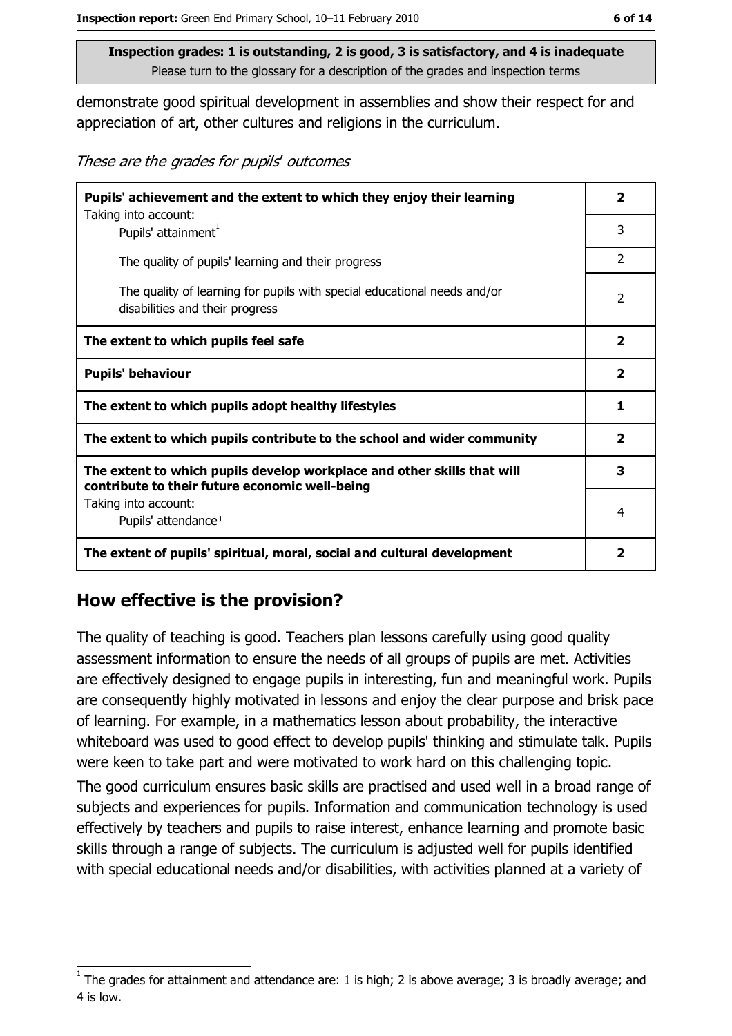**Inspection grades: 1 is outstanding, 2 is good, 3 is satisfactory, and 4 is inadequate**
Please turn to the glossary for a description of the grades and inspection terms

demonstrate good spiritual development in assemblies and show their respect for and appreciation of art, other cultures and religions in the curriculum.

*These are the grades for pupils' outcomes*

| | |
|---|---|
| **Pupils' achievement and the extent to which they enjoy their learning** | **2** |
| Taking into account: Pupils' attainment[1] | 3 |
| The quality of pupils' learning and their progress | 2 |
| The quality of learning for pupils with special educational needs and/or disabilities and their progress | 2 |
| **The extent to which pupils feel safe** | **2** |
| **Pupils' behaviour** | **2** |
| **The extent to which pupils adopt healthy lifestyles** | **1** |
| **The extent to which pupils contribute to the school and wider community** | **2** |
| **The extent to which pupils develop workplace and other skills that will contribute to their future economic well-being** | **3** |
| Taking into account: Pupils' attendance[1] | 4 |
| **The extent of pupils' spiritual, moral, social and cultural development** | **2** |

## How effective is the provision?

The quality of teaching is good. Teachers plan lessons carefully using good quality assessment information to ensure the needs of all groups of pupils are met. Activities are effectively designed to engage pupils in interesting, fun and meaningful work. Pupils are consequently highly motivated in lessons and enjoy the clear purpose and brisk pace of learning. For example, in a mathematics lesson about probability, the interactive whiteboard was used to good effect to develop pupils' thinking and stimulate talk. Pupils were keen to take part and were motivated to work hard on this challenging topic.

The good curriculum ensures basic skills are practised and used well in a broad range of subjects and experiences for pupils. Information and communication technology is used effectively by teachers and pupils to raise interest, enhance learning and promote basic skills through a range of subjects. The curriculum is adjusted well for pupils identified with special educational needs and/or disabilities, with activities planned at a variety of

[1] The grades for attainment and attendance are: 1 is high; 2 is above average; 3 is broadly average; and 4 is low.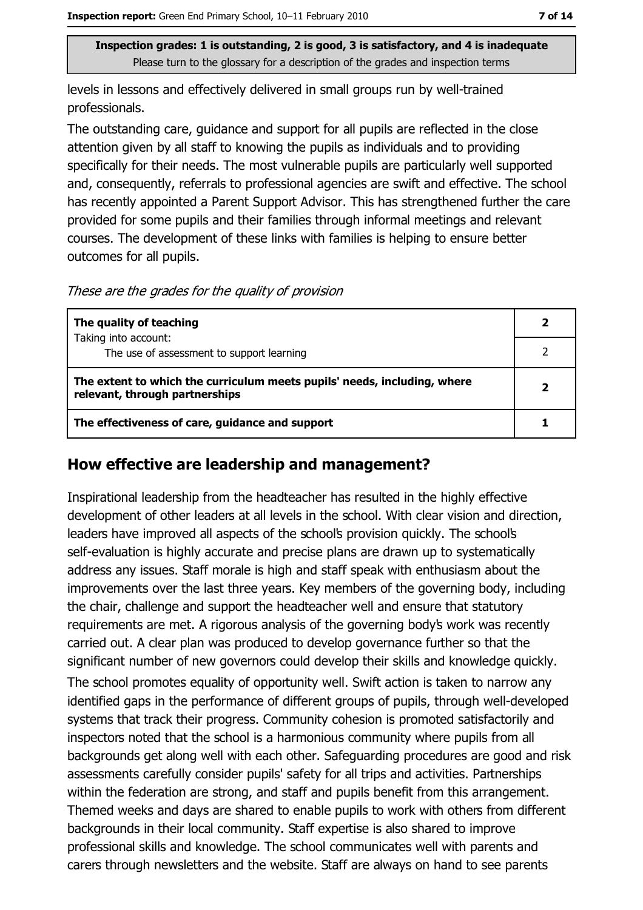**Inspection grades: 1 is outstanding, 2 is good, 3 is satisfactory, and 4 is inadequate**
Please turn to the glossary for a description of the grades and inspection terms

levels in lessons and effectively delivered in small groups run by well-trained professionals.

The outstanding care, guidance and support for all pupils are reflected in the close attention given by all staff to knowing the pupils as individuals and to providing specifically for their needs. The most vulnerable pupils are particularly well supported and, consequently, referrals to professional agencies are swift and effective. The school has recently appointed a Parent Support Advisor. This has strengthened further the care provided for some pupils and their families through informal meetings and relevant courses. The development of these links with families is helping to ensure better outcomes for all pupils.

*These are the grades for the quality of provision*

| | |
|---|---|
| **The quality of teaching**<br>Taking into account:<br>The use of assessment to support learning | **2**<br>2 |
| **The extent to which the curriculum meets pupils' needs, including, where relevant, through partnerships** | **2** |
| **The effectiveness of care, guidance and support** | **1** |

## How effective are leadership and management?

Inspirational leadership from the headteacher has resulted in the highly effective development of other leaders at all levels in the school. With clear vision and direction, leaders have improved all aspects of the school's provision quickly. The school's self-evaluation is highly accurate and precise plans are drawn up to systematically address any issues. Staff morale is high and staff speak with enthusiasm about the improvements over the last three years. Key members of the governing body, including the chair, challenge and support the headteacher well and ensure that statutory requirements are met. A rigorous analysis of the governing body's work was recently carried out. A clear plan was produced to develop governance further so that the significant number of new governors could develop their skills and knowledge quickly.

The school promotes equality of opportunity well. Swift action is taken to narrow any identified gaps in the performance of different groups of pupils, through well-developed systems that track their progress. Community cohesion is promoted satisfactorily and inspectors noted that the school is a harmonious community where pupils from all backgrounds get along well with each other. Safeguarding procedures are good and risk assessments carefully consider pupils' safety for all trips and activities. Partnerships within the federation are strong, and staff and pupils benefit from this arrangement. Themed weeks and days are shared to enable pupils to work with others from different backgrounds in their local community. Staff expertise is also shared to improve professional skills and knowledge. The school communicates well with parents and carers through newsletters and the website. Staff are always on hand to see parents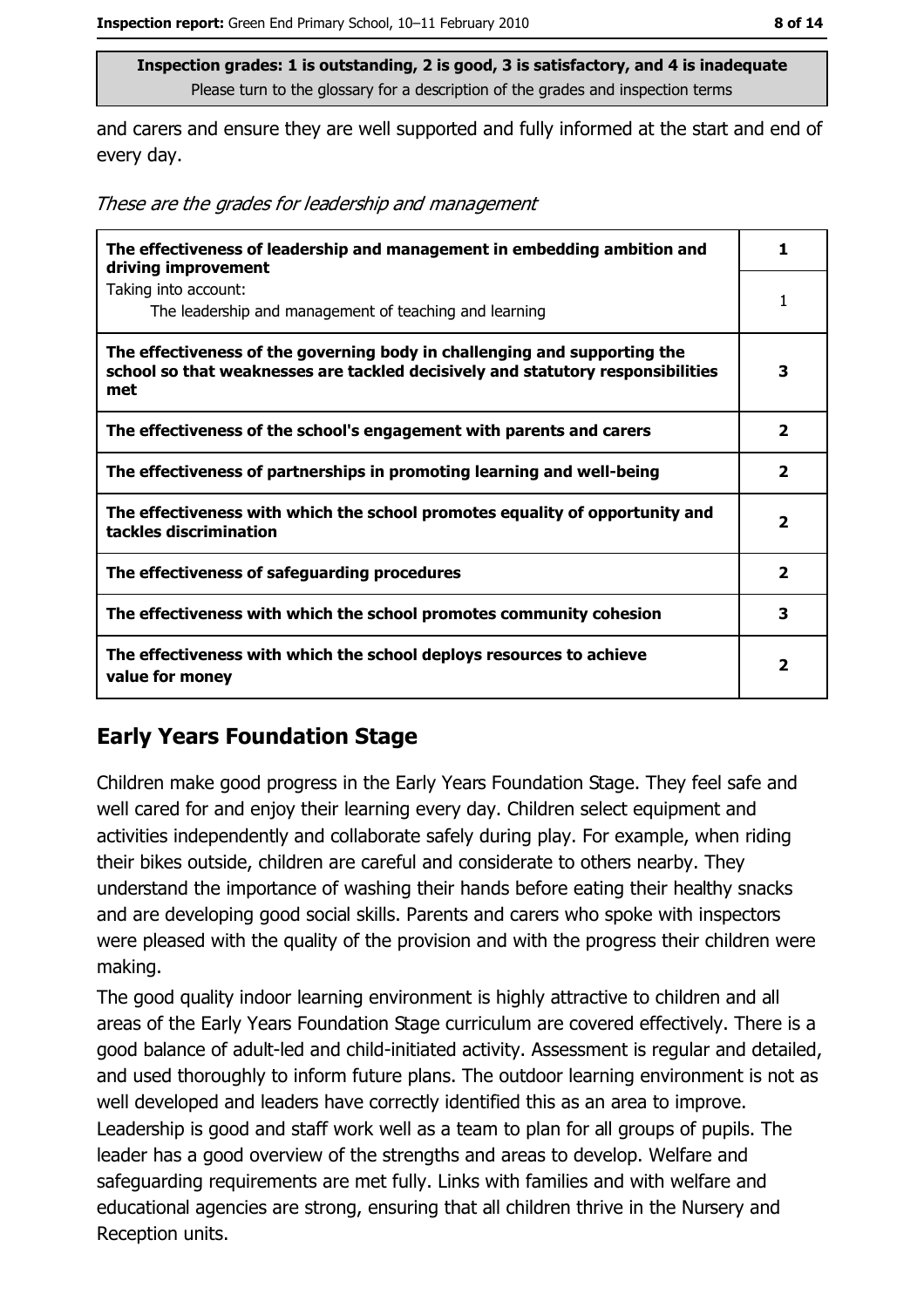**Inspection grades: 1 is outstanding, 2 is good, 3 is satisfactory, and 4 is inadequate**
Please turn to the glossary for a description of the grades and inspection terms

and carers and ensure they are well supported and fully informed at the start and end of every day.

*These are the grades for leadership and management*

| | |
|---|---|
| **The effectiveness of leadership and management in embedding ambition and driving improvement** | **1** |
| Taking into account: The leadership and management of teaching and learning | 1 |
| **The effectiveness of the governing body in challenging and supporting the school so that weaknesses are tackled decisively and statutory responsibilities met** | **3** |
| **The effectiveness of the school's engagement with parents and carers** | **2** |
| **The effectiveness of partnerships in promoting learning and well-being** | **2** |
| **The effectiveness with which the school promotes equality of opportunity and tackles discrimination** | **2** |
| **The effectiveness of safeguarding procedures** | **2** |
| **The effectiveness with which the school promotes community cohesion** | **3** |
| **The effectiveness with which the school deploys resources to achieve value for money** | **2** |

## Early Years Foundation Stage

Children make good progress in the Early Years Foundation Stage. They feel safe and well cared for and enjoy their learning every day. Children select equipment and activities independently and collaborate safely during play. For example, when riding their bikes outside, children are careful and considerate to others nearby. They understand the importance of washing their hands before eating their healthy snacks and are developing good social skills. Parents and carers who spoke with inspectors were pleased with the quality of the provision and with the progress their children were making.

The good quality indoor learning environment is highly attractive to children and all areas of the Early Years Foundation Stage curriculum are covered effectively. There is a good balance of adult-led and child-initiated activity. Assessment is regular and detailed, and used thoroughly to inform future plans. The outdoor learning environment is not as well developed and leaders have correctly identified this as an area to improve. Leadership is good and staff work well as a team to plan for all groups of pupils. The leader has a good overview of the strengths and areas to develop. Welfare and safeguarding requirements are met fully. Links with families and with welfare and educational agencies are strong, ensuring that all children thrive in the Nursery and Reception units.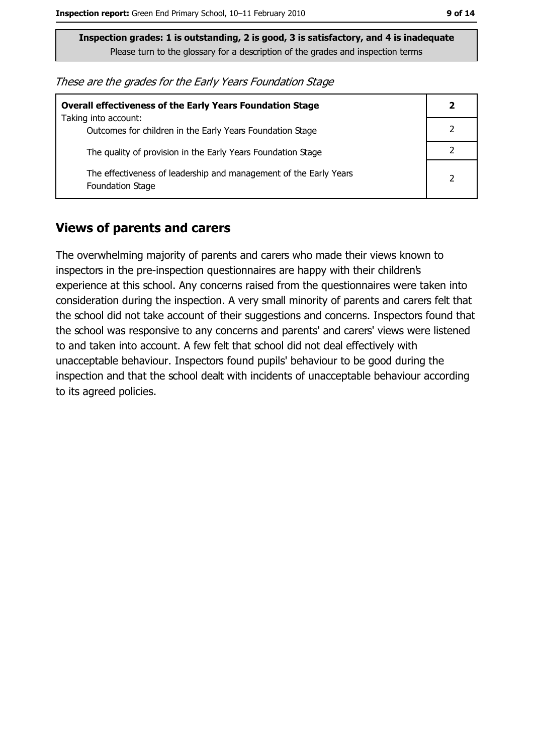**Inspection grades: 1 is outstanding, 2 is good, 3 is satisfactory, and 4 is inadequate**
Please turn to the glossary for a description of the grades and inspection terms

*These are the grades for the Early Years Foundation Stage*

| | |
|---|---|
| **Overall effectiveness of the Early Years Foundation Stage**<br>Taking into account: | **2** |
| Outcomes for children in the Early Years Foundation Stage | 2 |
| The quality of provision in the Early Years Foundation Stage | 2 |
| The effectiveness of leadership and management of the Early Years Foundation Stage | 2 |

## Views of parents and carers

The overwhelming majority of parents and carers who made their views known to inspectors in the pre-inspection questionnaires are happy with their children's experience at this school. Any concerns raised from the questionnaires were taken into consideration during the inspection. A very small minority of parents and carers felt that the school did not take account of their suggestions and concerns. Inspectors found that the school was responsive to any concerns and parents' and carers' views were listened to and taken into account. A few felt that school did not deal effectively with unacceptable behaviour. Inspectors found pupils' behaviour to be good during the inspection and that the school dealt with incidents of unacceptable behaviour according to its agreed policies.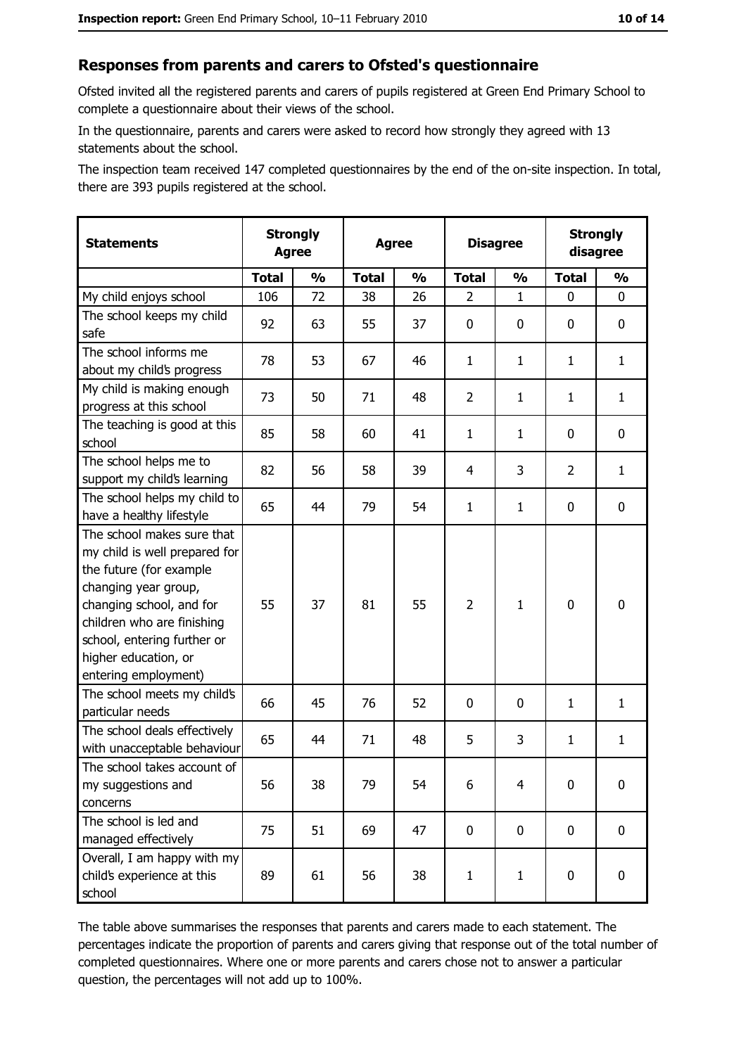## Responses from parents and carers to Ofsted's questionnaire

Ofsted invited all the registered parents and carers of pupils registered at Green End Primary School to complete a questionnaire about their views of the school.

In the questionnaire, parents and carers were asked to record how strongly they agreed with 13 statements about the school.

The inspection team received 147 completed questionnaires by the end of the on-site inspection. In total, there are 393 pupils registered at the school.

| Statements | Strongly Agree | | Agree | | Disagree | | Strongly disagree | |
|---|---|---|---|---|---|---|---|---|
| | Total | % | Total | % | Total | % | Total | % |
| My child enjoys school | 106 | 72 | 38 | 26 | 2 | 1 | 0 | 0 |
| The school keeps my child safe | 92 | 63 | 55 | 37 | 0 | 0 | 0 | 0 |
| The school informs me about my child's progress | 78 | 53 | 67 | 46 | 1 | 1 | 1 | 1 |
| My child is making enough progress at this school | 73 | 50 | 71 | 48 | 2 | 1 | 1 | 1 |
| The teaching is good at this school | 85 | 58 | 60 | 41 | 1 | 1 | 0 | 0 |
| The school helps me to support my child's learning | 82 | 56 | 58 | 39 | 4 | 3 | 2 | 1 |
| The school helps my child to have a healthy lifestyle | 65 | 44 | 79 | 54 | 1 | 1 | 0 | 0 |
| The school makes sure that my child is well prepared for the future (for example changing year group, changing school, and for children who are finishing school, entering further or higher education, or entering employment) | 55 | 37 | 81 | 55 | 2 | 1 | 0 | 0 |
| The school meets my child's particular needs | 66 | 45 | 76 | 52 | 0 | 0 | 1 | 1 |
| The school deals effectively with unacceptable behaviour | 65 | 44 | 71 | 48 | 5 | 3 | 1 | 1 |
| The school takes account of my suggestions and concerns | 56 | 38 | 79 | 54 | 6 | 4 | 0 | 0 |
| The school is led and managed effectively | 75 | 51 | 69 | 47 | 0 | 0 | 0 | 0 |
| Overall, I am happy with my child's experience at this school | 89 | 61 | 56 | 38 | 1 | 1 | 0 | 0 |

The table above summarises the responses that parents and carers made to each statement. The percentages indicate the proportion of parents and carers giving that response out of the total number of completed questionnaires. Where one or more parents and carers chose not to answer a particular question, the percentages will not add up to 100%.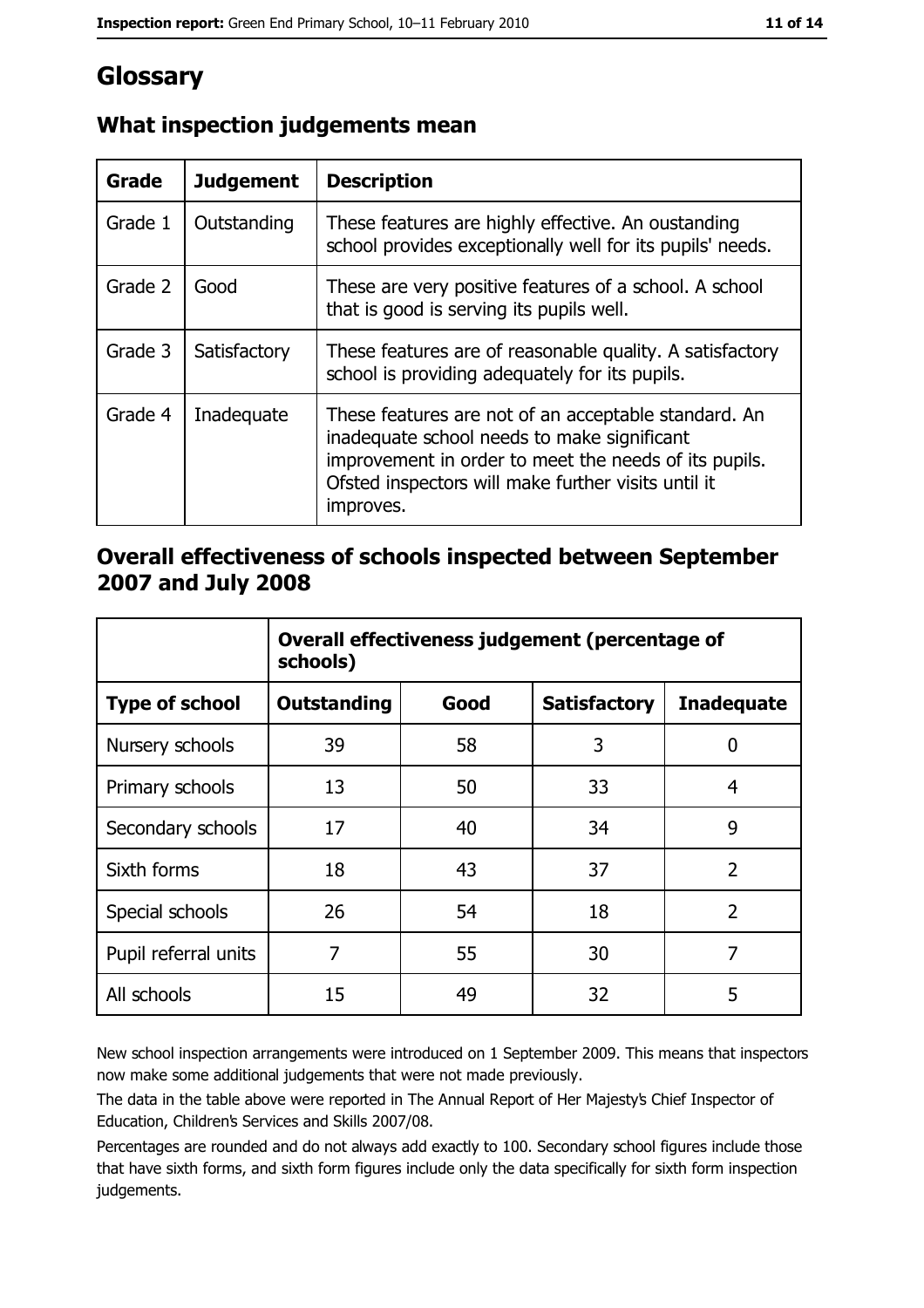# Glossary

## What inspection judgements mean

| Grade | Judgement | Description |
| --- | --- | --- |
| Grade 1 | Outstanding | These features are highly effective. An oustanding school provides exceptionally well for its pupils' needs. |
| Grade 2 | Good | These are very positive features of a school. A school that is good is serving its pupils well. |
| Grade 3 | Satisfactory | These features are of reasonable quality. A satisfactory school is providing adequately for its pupils. |
| Grade 4 | Inadequate | These features are not of an acceptable standard. An inadequate school needs to make significant improvement in order to meet the needs of its pupils. Ofsted inspectors will make further visits until it improves. |

## Overall effectiveness of schools inspected between September 2007 and July 2008

| | Overall effectiveness judgement (percentage of schools) | | | |
| --- | --- | --- | --- | --- |
| **Type of school** | **Outstanding** | **Good** | **Satisfactory** | **Inadequate** |
| Nursery schools | 39 | 58 | 3 | 0 |
| Primary schools | 13 | 50 | 33 | 4 |
| Secondary schools | 17 | 40 | 34 | 9 |
| Sixth forms | 18 | 43 | 37 | 2 |
| Special schools | 26 | 54 | 18 | 2 |
| Pupil referral units | 7 | 55 | 30 | 7 |
| All schools | 15 | 49 | 32 | 5 |

New school inspection arrangements were introduced on 1 September 2009. This means that inspectors now make some additional judgements that were not made previously.

The data in the table above were reported in The Annual Report of Her Majesty's Chief Inspector of Education, Children's Services and Skills 2007/08.

Percentages are rounded and do not always add exactly to 100. Secondary school figures include those that have sixth forms, and sixth form figures include only the data specifically for sixth form inspection judgements.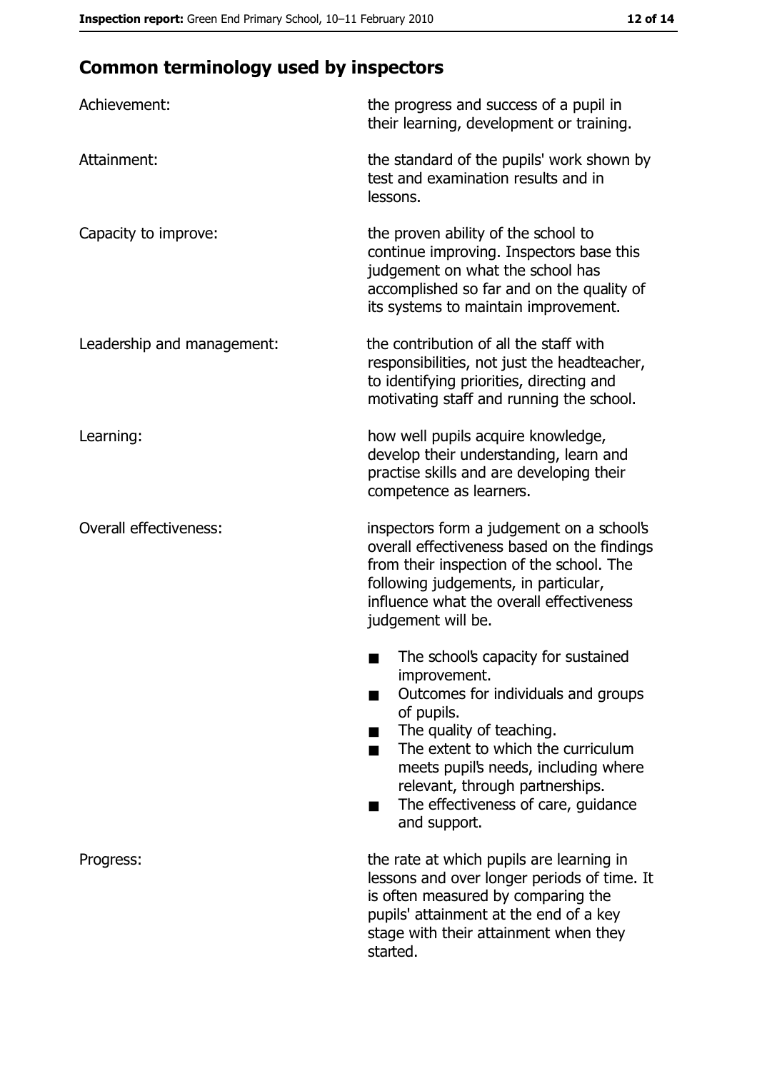## Common terminology used by inspectors

| | |
|---|---|
| Achievement: | the progress and success of a pupil in their learning, development or training. |
| Attainment: | the standard of the pupils' work shown by test and examination results and in lessons. |
| Capacity to improve: | the proven ability of the school to continue improving. Inspectors base this judgement on what the school has accomplished so far and on the quality of its systems to maintain improvement. |
| Leadership and management: | the contribution of all the staff with responsibilities, not just the headteacher, to identifying priorities, directing and motivating staff and running the school. |
| Learning: | how well pupils acquire knowledge, develop their understanding, learn and practise skills and are developing their competence as learners. |
| Overall effectiveness: | inspectors form a judgement on a school's overall effectiveness based on the findings from their inspection of the school. The following judgements, in particular, influence what the overall effectiveness judgement will be.<br>■ The school's capacity for sustained improvement.<br>■ Outcomes for individuals and groups of pupils.<br>■ The quality of teaching.<br>■ The extent to which the curriculum meets pupil's needs, including where relevant, through partnerships.<br>■ The effectiveness of care, guidance and support. |
| Progress: | the rate at which pupils are learning in lessons and over longer periods of time. It is often measured by comparing the pupils' attainment at the end of a key stage with their attainment when they started. |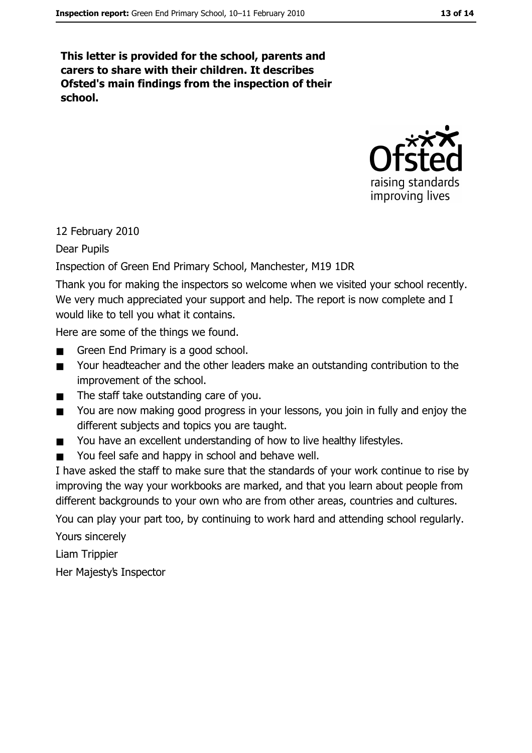**This letter is provided for the school, parents and carers to share with their children. It describes Ofsted's main findings from the inspection of their school.**

12 February 2010

Dear Pupils

Inspection of Green End Primary School, Manchester, M19 1DR

Thank you for making the inspectors so welcome when we visited your school recently. We very much appreciated your support and help. The report is now complete and I would like to tell you what it contains.

Here are some of the things we found.

- Green End Primary is a good school.
- Your headteacher and the other leaders make an outstanding contribution to the improvement of the school.
- The staff take outstanding care of you.
- You are now making good progress in your lessons, you join in fully and enjoy the different subjects and topics you are taught.
- You have an excellent understanding of how to live healthy lifestyles.
- You feel safe and happy in school and behave well.

I have asked the staff to make sure that the standards of your work continue to rise by improving the way your workbooks are marked, and that you learn about people from different backgrounds to your own who are from other areas, countries and cultures.

You can play your part too, by continuing to work hard and attending school regularly.

Yours sincerely

Liam Trippier

Her Majesty's Inspector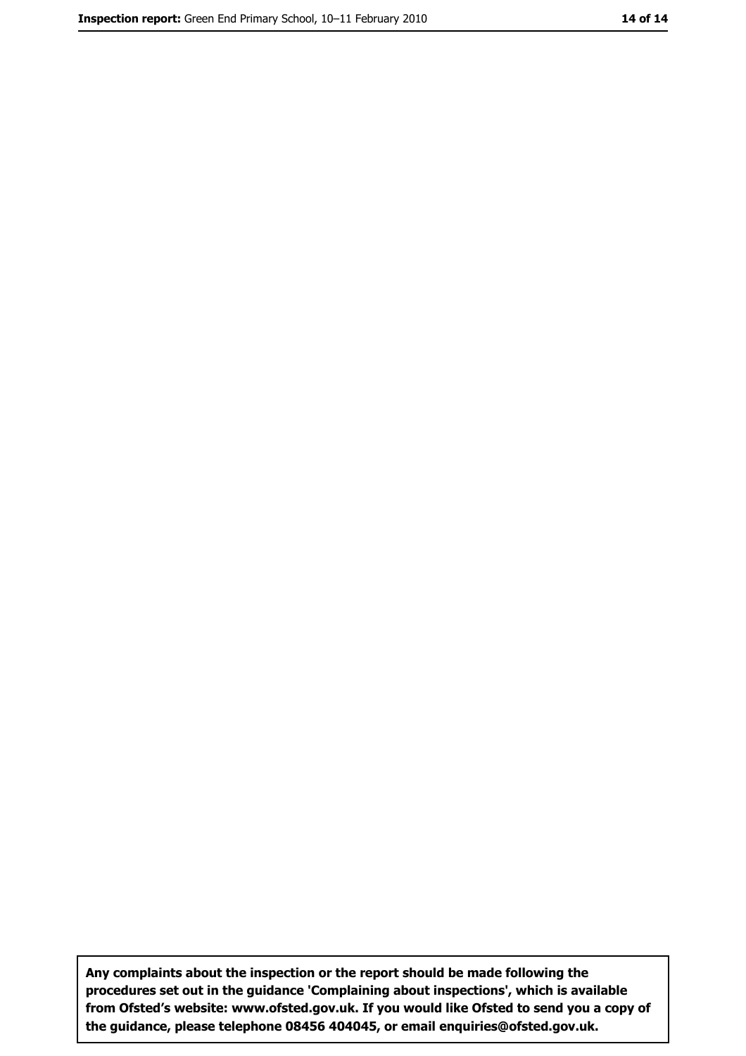**Any complaints about the inspection or the report should be made following the procedures set out in the guidance 'Complaining about inspections', which is available from Ofsted's website: www.ofsted.gov.uk. If you would like Ofsted to send you a copy of the guidance, please telephone 08456 404045, or email enquiries@ofsted.gov.uk.**